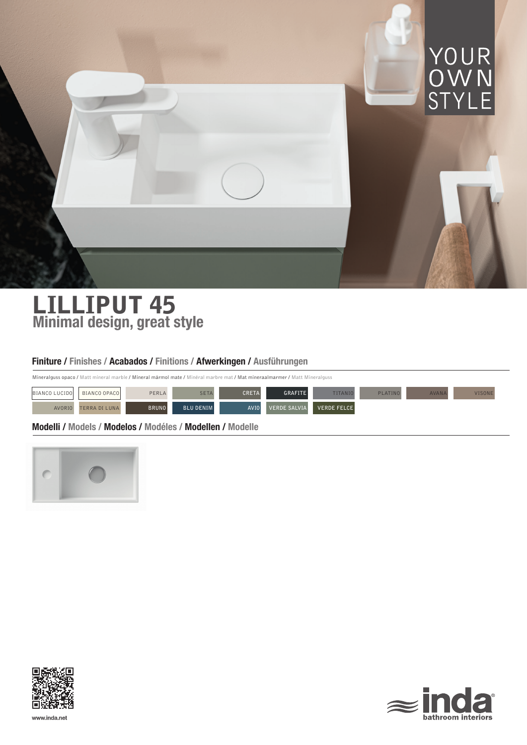YOUR OWN STYLE

# LILLIPUT 45

## Minimal design, great style

### Finiture / Finishes / Acabados / Finitions / Afwerkingen / Ausführungen

Mineralguss opaco / Matt mineral marble / Mineral mármol mate / Minéral marbre mat / Mat mineraalmarmer / Matt Mineralguss

| | | | | | | | | | |
|---|---|---|---|---|---|---|---|---|---|
| BIANCO LUCIDO | BIANCO OPACO | PERLA | SETA | CRETA | GRAFITE | TITANIO | PLATINO | AVANA | VISONE |
| AVORIO | TERRA DI LUNA | BRUNO | BLU DENIM | AVIO | VERDE SALVIA | VERDE FELCE | | | |

### Modelli / Models / Modelos / Modéles / Modellen / Modelle

www.inda.net

inda® bathroom interiors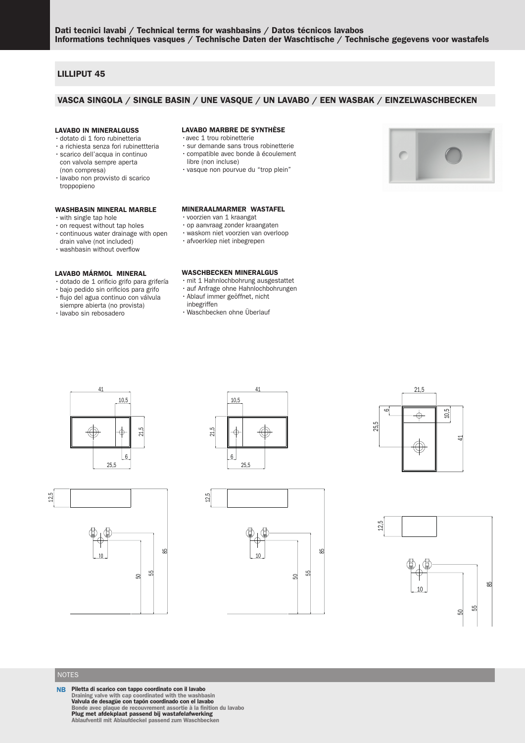## Dati tecnici lavabi / Technical terms for washbasins / Datos técnicos lavabos
## Informations techniques vasques / Technische Daten der Waschtische / Technische gegevens voor wastafels

### LILLIPUT 45

### VASCA SINGOLA / SINGLE BASIN / UNE VASQUE / UN LAVABO / EEN WASBAK / EINZELWASCHBECKEN

**LAVABO IN MINERALGUSS**
- dotato di 1 foro rubinetteria
- a richiesta senza fori rubinettteria
- scarico dell'acqua in continuo con valvola sempre aperta (non compresa)
- lavabo non provvisto di scarico troppopieno

**WASHBASIN MINERAL MARBLE**
- with single tap hole
- on request without tap holes
- continuous water drainage with open drain valve (not included)
- washbasin without overflow

**LAVABO MÁRMOL MINERAL**
- dotado de 1 orificio grifo para grifería
- bajo pedido sin orificios para grifo
- flujo del agua continuo con válvula siempre abierta (no provista)
- lavabo sin rebosadero

**LAVABO MARBRE DE SYNTHÈSE**
- avec 1 trou robinetterie
- sur demande sans trous robinetterie
- compatible avec bonde à écoulement libre (non incluse)
- vasque non pourvue du "trop plein"

**MINERAALMARMER WASTAFEL**
- voorzien van 1 kraangat
- op aanvraag zonder kraangaten
- waskom niet voorzien van overloop
- afvoerklep niet inbegrepen

**WASCHBECKEN MINERALGUS**
- mit 1 Hahnlochbohrung ausgestattet
- auf Anfrage ohne Hahnlochbohrungen
- Ablauf immer geöffnet, nicht inbegriffen
- Waschbecken ohne Überlauf

41
10,5
21,5
6
25,5
12,5
10
50
55
85

41
10,5
21,5
6
25,5
12,5
10
50
55
85

21,5
6
10,5
25,5
41
12,5
10
50
55
85

NOTES

**NB** **Piletta di scarico con tappo coordinato con il lavabo**
**Draining valve with cap coordinated with the washbasin**
**Valvula de desagüe con tapón coordinado con el lavabo**
**Bonde avec plaque de recouvrement assortie à la finition du lavabo**
**Plug met afdekplaat passend bij wastafelafwerking**
**Ablaufventil mit Ablaufdeckel passend zum Waschbecken**